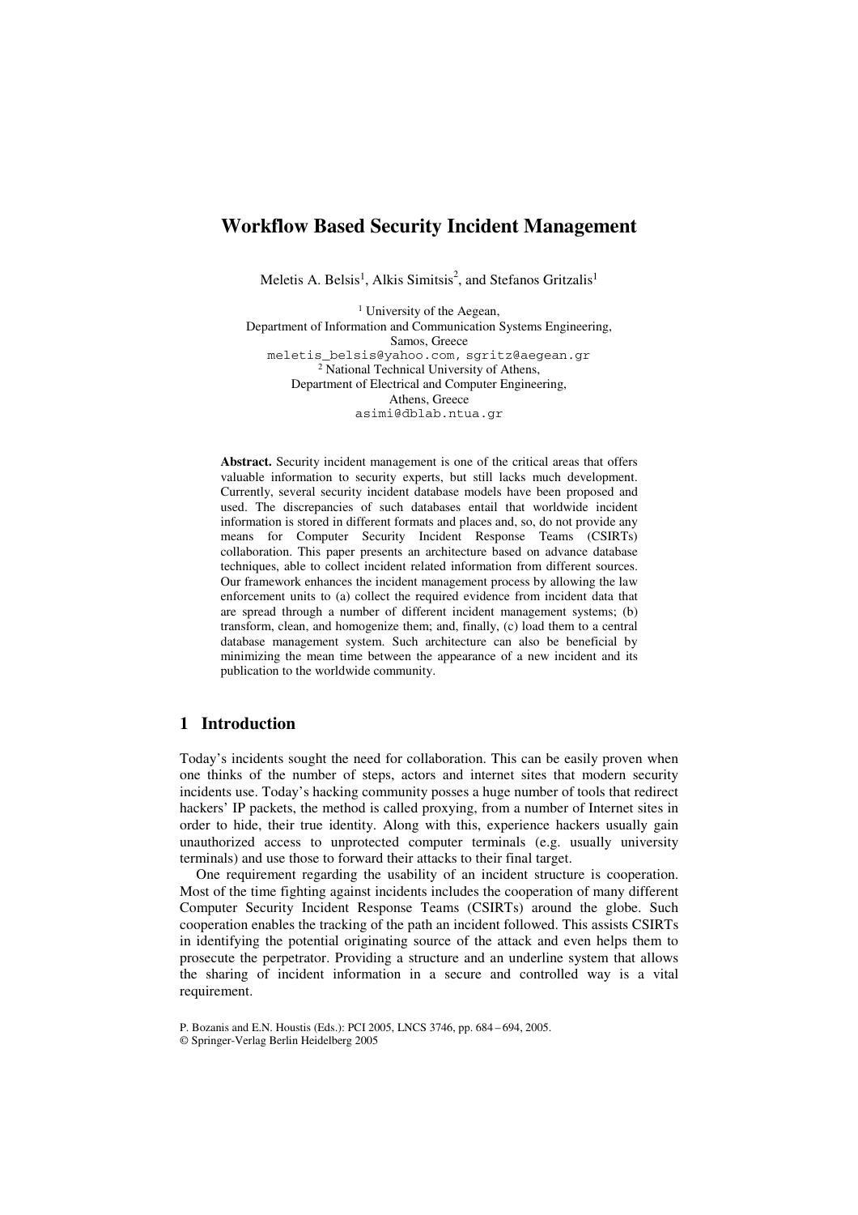# Workflow Based Security Incident Management

Meletis A. Belsis[1], Alkis Simitsis[2], and Stefanos Gritzalis[1]

[1] University of the Aegean,
Department of Information and Communication Systems Engineering,
Samos, Greece
meletis_belsis@yahoo.com, sgritz@aegean.gr
[2] National Technical University of Athens,
Department of Electrical and Computer Engineering,
Athens, Greece
asimi@dblab.ntua.gr

**Abstract.** Security incident management is one of the critical areas that offers valuable information to security experts, but still lacks much development. Currently, several security incident database models have been proposed and used. The discrepancies of such databases entail that worldwide incident information is stored in different formats and places and, so, do not provide any means for Computer Security Incident Response Teams (CSIRTs) collaboration. This paper presents an architecture based on advance database techniques, able to collect incident related information from different sources. Our framework enhances the incident management process by allowing the law enforcement units to (a) collect the required evidence from incident data that are spread through a number of different incident management systems; (b) transform, clean, and homogenize them; and, finally, (c) load them to a central database management system. Such architecture can also be beneficial by minimizing the mean time between the appearance of a new incident and its publication to the worldwide community.

## 1 Introduction

Today's incidents sought the need for collaboration. This can be easily proven when one thinks of the number of steps, actors and internet sites that modern security incidents use. Today's hacking community posses a huge number of tools that redirect hackers' IP packets, the method is called proxying, from a number of Internet sites in order to hide, their true identity. Along with this, experience hackers usually gain unauthorized access to unprotected computer terminals (e.g. usually university terminals) and use those to forward their attacks to their final target.

One requirement regarding the usability of an incident structure is cooperation. Most of the time fighting against incidents includes the cooperation of many different Computer Security Incident Response Teams (CSIRTs) around the globe. Such cooperation enables the tracking of the path an incident followed. This assists CSIRTs in identifying the potential originating source of the attack and even helps them to prosecute the perpetrator. Providing a structure and an underline system that allows the sharing of incident information in a secure and controlled way is a vital requirement.

P. Bozanis and E.N. Houstis (Eds.): PCI 2005, LNCS 3746, pp. 684 – 694, 2005.
© Springer-Verlag Berlin Heidelberg 2005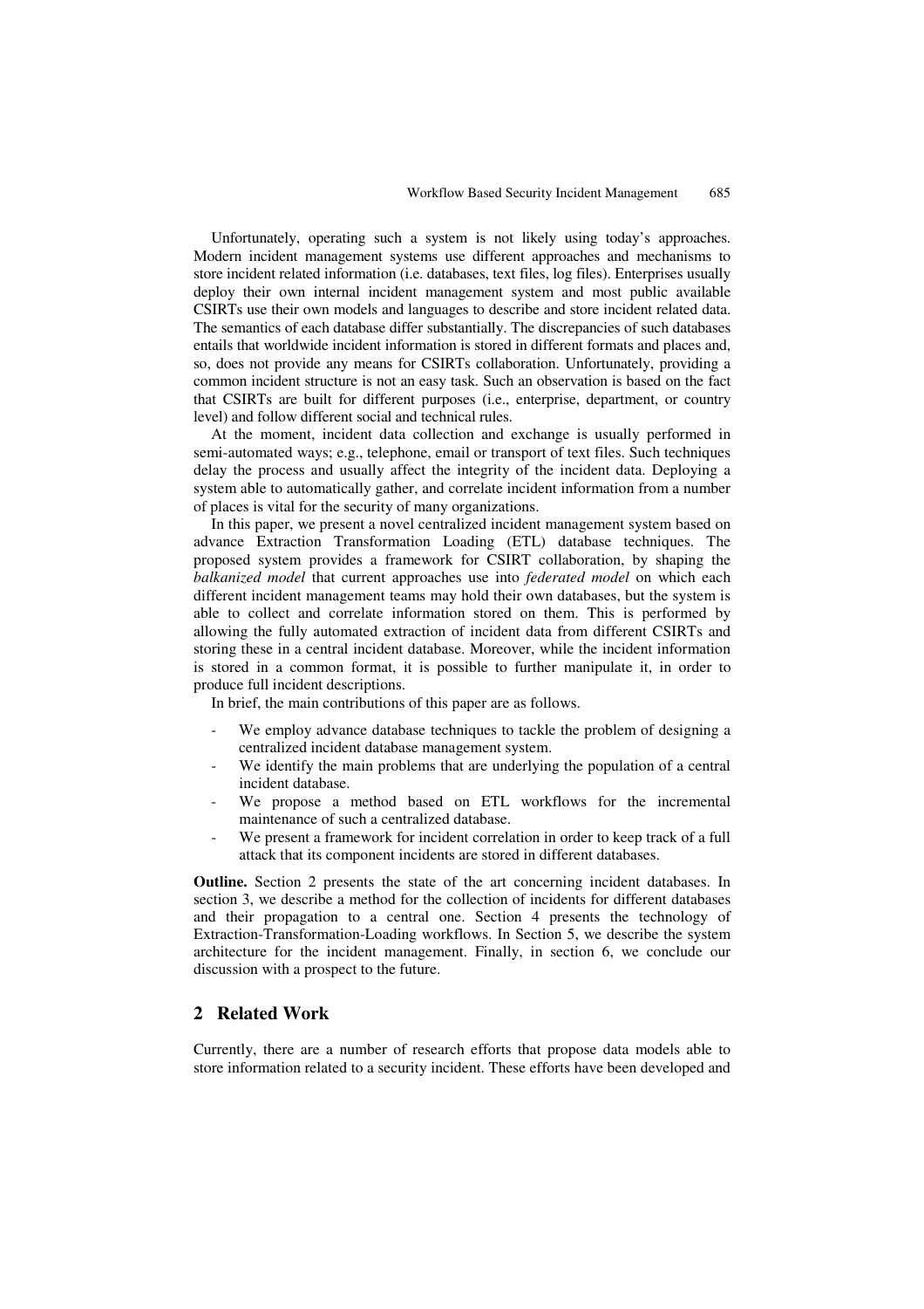Unfortunately, operating such a system is not likely using today's approaches. Modern incident management systems use different approaches and mechanisms to store incident related information (i.e. databases, text files, log files). Enterprises usually deploy their own internal incident management system and most public available CSIRTs use their own models and languages to describe and store incident related data. The semantics of each database differ substantially. The discrepancies of such databases entails that worldwide incident information is stored in different formats and places and, so, does not provide any means for CSIRTs collaboration. Unfortunately, providing a common incident structure is not an easy task. Such an observation is based on the fact that CSIRTs are built for different purposes (i.e., enterprise, department, or country level) and follow different social and technical rules.

At the moment, incident data collection and exchange is usually performed in semi-automated ways; e.g., telephone, email or transport of text files. Such techniques delay the process and usually affect the integrity of the incident data. Deploying a system able to automatically gather, and correlate incident information from a number of places is vital for the security of many organizations.

In this paper, we present a novel centralized incident management system based on advance Extraction Transformation Loading (ETL) database techniques. The proposed system provides a framework for CSIRT collaboration, by shaping the *balkanized model* that current approaches use into *federated model* on which each different incident management teams may hold their own databases, but the system is able to collect and correlate information stored on them. This is performed by allowing the fully automated extraction of incident data from different CSIRTs and storing these in a central incident database. Moreover, while the incident information is stored in a common format, it is possible to further manipulate it, in order to produce full incident descriptions.

In brief, the main contributions of this paper are as follows.

- We employ advance database techniques to tackle the problem of designing a centralized incident database management system.
- We identify the main problems that are underlying the population of a central incident database.
- We propose a method based on ETL workflows for the incremental maintenance of such a centralized database.
- We present a framework for incident correlation in order to keep track of a full attack that its component incidents are stored in different databases.

**Outline.** Section 2 presents the state of the art concerning incident databases. In section 3, we describe a method for the collection of incidents for different databases and their propagation to a central one. Section 4 presents the technology of Extraction-Transformation-Loading workflows. In Section 5, we describe the system architecture for the incident management. Finally, in section 6, we conclude our discussion with a prospect to the future.

## 2 Related Work

Currently, there are a number of research efforts that propose data models able to store information related to a security incident. These efforts have been developed and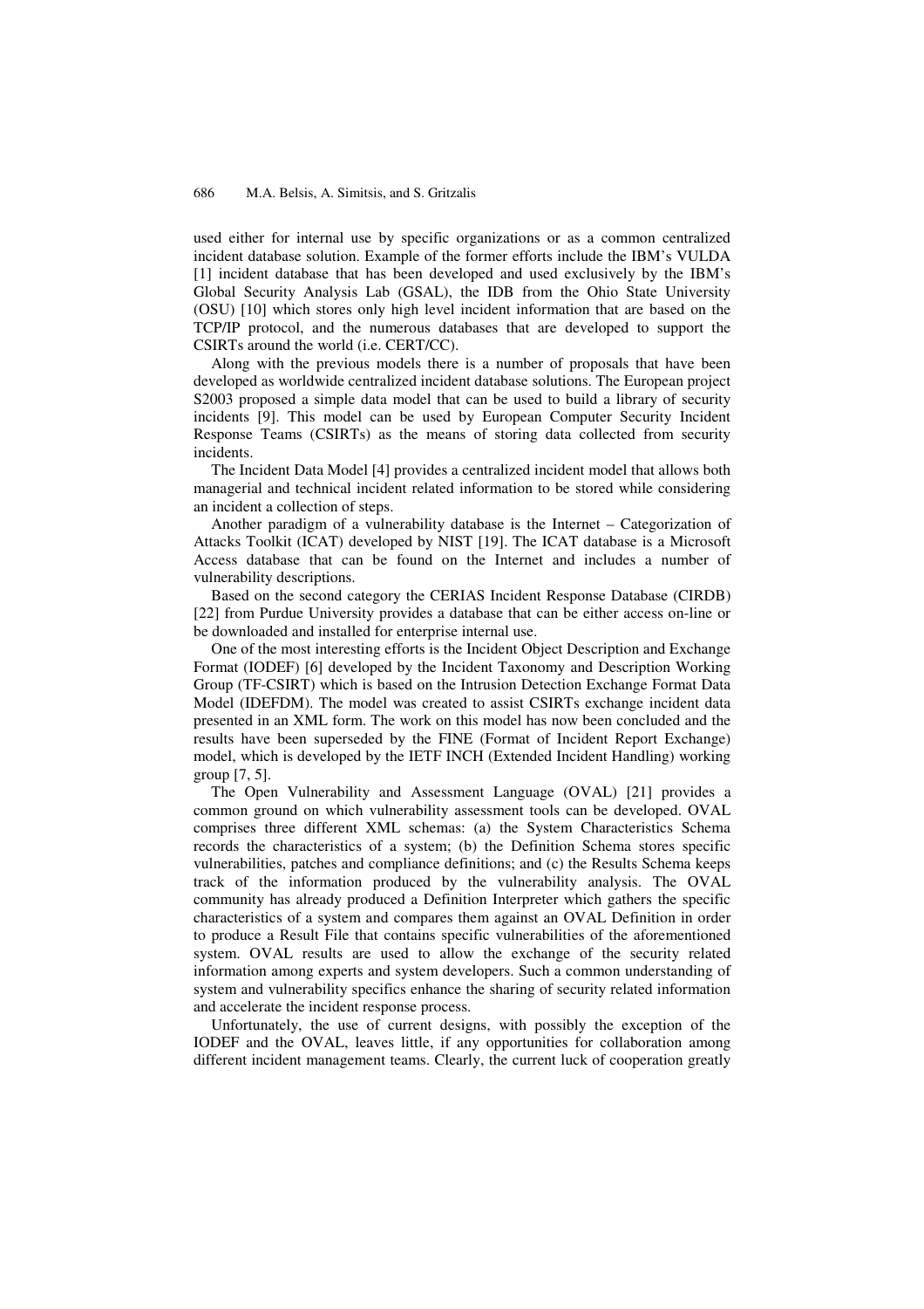used either for internal use by specific organizations or as a common centralized incident database solution. Example of the former efforts include the IBM's VULDA [1] incident database that has been developed and used exclusively by the IBM's Global Security Analysis Lab (GSAL), the IDB from the Ohio State University (OSU) [10] which stores only high level incident information that are based on the TCP/IP protocol, and the numerous databases that are developed to support the CSIRTs around the world (i.e. CERT/CC).

Along with the previous models there is a number of proposals that have been developed as worldwide centralized incident database solutions. The European project S2003 proposed a simple data model that can be used to build a library of security incidents [9]. This model can be used by European Computer Security Incident Response Teams (CSIRTs) as the means of storing data collected from security incidents.

The Incident Data Model [4] provides a centralized incident model that allows both managerial and technical incident related information to be stored while considering an incident a collection of steps.

Another paradigm of a vulnerability database is the Internet – Categorization of Attacks Toolkit (ICAT) developed by NIST [19]. The ICAT database is a Microsoft Access database that can be found on the Internet and includes a number of vulnerability descriptions.

Based on the second category the CERIAS Incident Response Database (CIRDB) [22] from Purdue University provides a database that can be either access on-line or be downloaded and installed for enterprise internal use.

One of the most interesting efforts is the Incident Object Description and Exchange Format (IODEF) [6] developed by the Incident Taxonomy and Description Working Group (TF-CSIRT) which is based on the Intrusion Detection Exchange Format Data Model (IDEFDM). The model was created to assist CSIRTs exchange incident data presented in an XML form. The work on this model has now been concluded and the results have been superseded by the FINE (Format of Incident Report Exchange) model, which is developed by the IETF INCH (Extended Incident Handling) working group [7, 5].

The Open Vulnerability and Assessment Language (OVAL) [21] provides a common ground on which vulnerability assessment tools can be developed. OVAL comprises three different XML schemas: (a) the System Characteristics Schema records the characteristics of a system; (b) the Definition Schema stores specific vulnerabilities, patches and compliance definitions; and (c) the Results Schema keeps track of the information produced by the vulnerability analysis. The OVAL community has already produced a Definition Interpreter which gathers the specific characteristics of a system and compares them against an OVAL Definition in order to produce a Result File that contains specific vulnerabilities of the aforementioned system. OVAL results are used to allow the exchange of the security related information among experts and system developers. Such a common understanding of system and vulnerability specifics enhance the sharing of security related information and accelerate the incident response process.

Unfortunately, the use of current designs, with possibly the exception of the IODEF and the OVAL, leaves little, if any opportunities for collaboration among different incident management teams. Clearly, the current luck of cooperation greatly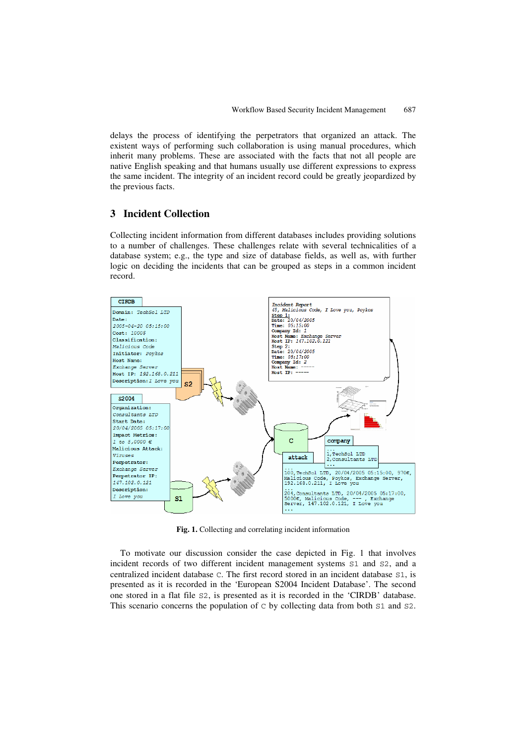delays the process of identifying the perpetrators that organized an attack. The existent ways of performing such collaboration is using manual procedures, which inherit many problems. These are associated with the facts that not all people are native English speaking and that humans usually use different expressions to express the same incident. The integrity of an incident record could be greatly jeopardized by the previous facts.

## 3 Incident Collection

Collecting incident information from different databases includes providing solutions to a number of challenges. These challenges relate with several technicalities of a database system; e.g., the type and size of database fields, as well as, with further logic on deciding the incidents that can be grouped as steps in a common incident record.

**Fig. 1.** Collecting and correlating incident information

To motivate our discussion consider the case depicted in Fig. 1 that involves incident records of two different incident management systems `S1` and `S2`, and a centralized incident database `C`. The first record stored in an incident database `S1`, is presented as it is recorded in the 'European S2004 Incident Database'. The second one stored in a flat file `S2`, is presented as it is recorded in the 'CIRDB' database. This scenario concerns the population of `C` by collecting data from both `S1` and `S2`.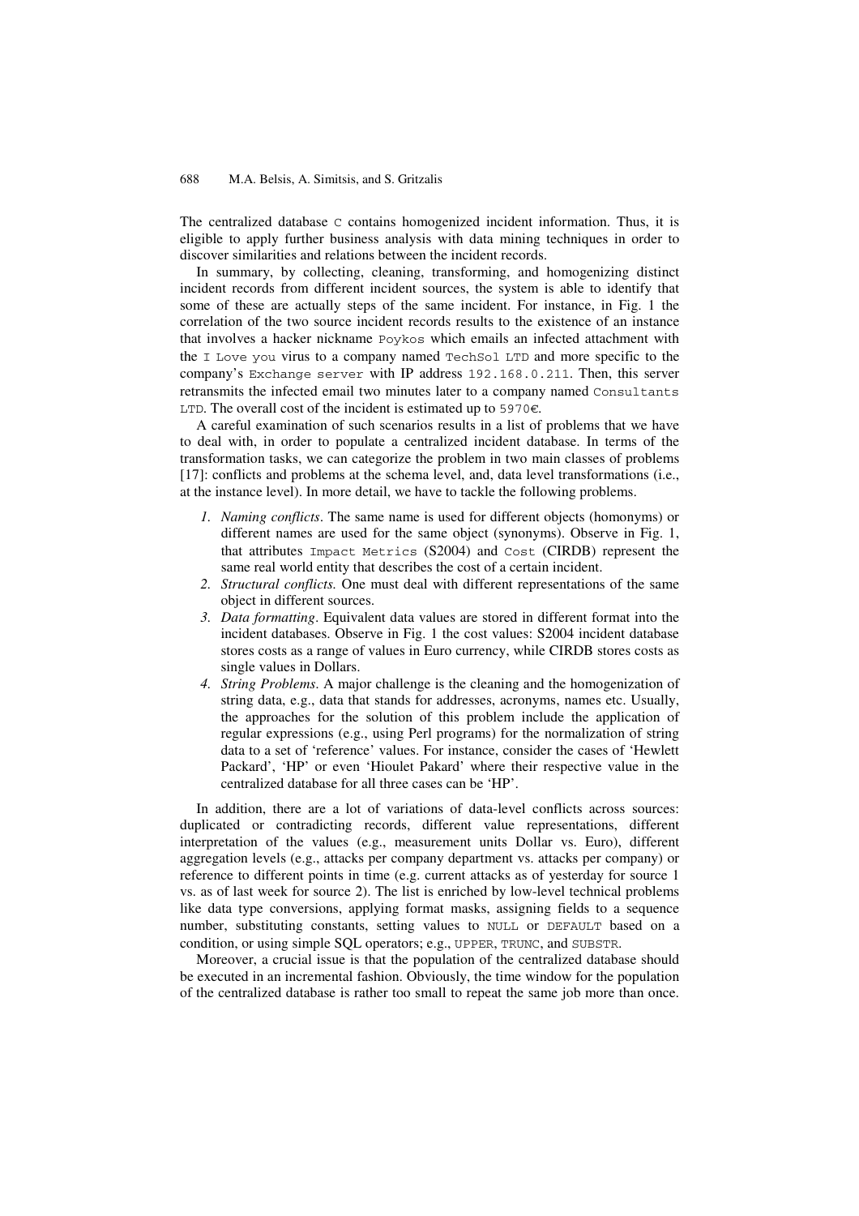The centralized database `C` contains homogenized incident information. Thus, it is eligible to apply further business analysis with data mining techniques in order to discover similarities and relations between the incident records.

In summary, by collecting, cleaning, transforming, and homogenizing distinct incident records from different incident sources, the system is able to identify that some of these are actually steps of the same incident. For instance, in Fig. 1 the correlation of the two source incident records results to the existence of an instance that involves a hacker nickname `Poykos` which emails an infected attachment with the `I Love you` virus to a company named `TechSol LTD` and more specific to the company's `Exchange server` with IP address `192.168.0.211`. Then, this server retransmits the infected email two minutes later to a company named `Consultants LTD`. The overall cost of the incident is estimated up to `5970€`.

A careful examination of such scenarios results in a list of problems that we have to deal with, in order to populate a centralized incident database. In terms of the transformation tasks, we can categorize the problem in two main classes of problems [17]: conflicts and problems at the schema level, and, data level transformations (i.e., at the instance level). In more detail, we have to tackle the following problems.

1. *Naming conflicts*. The same name is used for different objects (homonyms) or different names are used for the same object (synonyms). Observe in Fig. 1, that attributes `Impact Metrics` (S2004) and `Cost` (CIRDB) represent the same real world entity that describes the cost of a certain incident.
2. *Structural conflicts.* One must deal with different representations of the same object in different sources.
3. *Data formatting*. Equivalent data values are stored in different format into the incident databases. Observe in Fig. 1 the cost values: S2004 incident database stores costs as a range of values in Euro currency, while CIRDB stores costs as single values in Dollars.
4. *String Problems*. A major challenge is the cleaning and the homogenization of string data, e.g., data that stands for addresses, acronyms, names etc. Usually, the approaches for the solution of this problem include the application of regular expressions (e.g., using Perl programs) for the normalization of string data to a set of 'reference' values. For instance, consider the cases of 'Hewlett Packard', 'HP' or even 'Hioulet Pakard' where their respective value in the centralized database for all three cases can be 'HP'.

In addition, there are a lot of variations of data-level conflicts across sources: duplicated or contradicting records, different value representations, different interpretation of the values (e.g., measurement units Dollar vs. Euro), different aggregation levels (e.g., attacks per company department vs. attacks per company) or reference to different points in time (e.g. current attacks as of yesterday for source 1 vs. as of last week for source 2). The list is enriched by low-level technical problems like data type conversions, applying format masks, assigning fields to a sequence number, substituting constants, setting values to `NULL` or `DEFAULT` based on a condition, or using simple SQL operators; e.g., `UPPER`, `TRUNC`, and `SUBSTR`.

Moreover, a crucial issue is that the population of the centralized database should be executed in an incremental fashion. Obviously, the time window for the population of the centralized database is rather too small to repeat the same job more than once.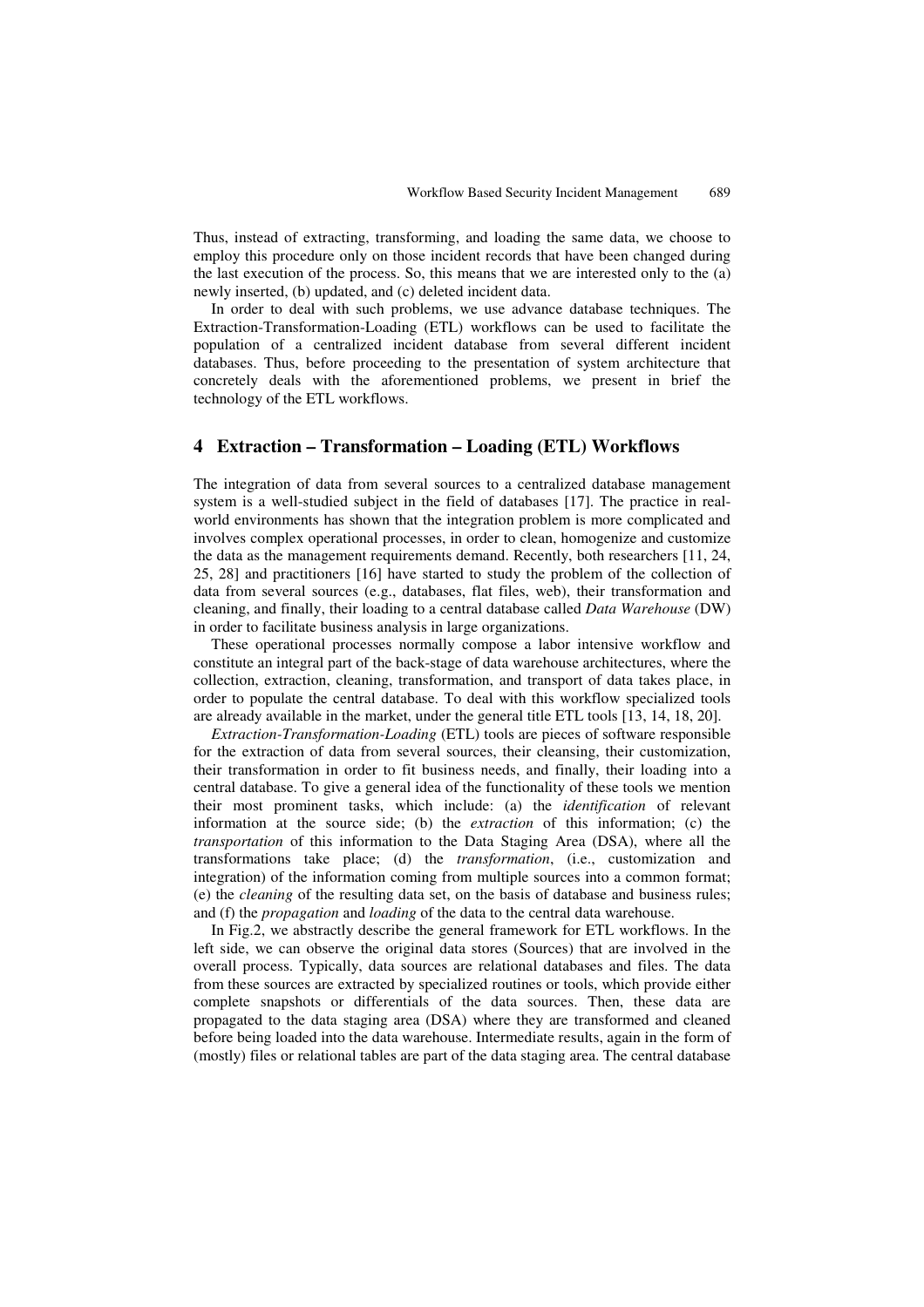Thus, instead of extracting, transforming, and loading the same data, we choose to employ this procedure only on those incident records that have been changed during the last execution of the process. So, this means that we are interested only to the (a) newly inserted, (b) updated, and (c) deleted incident data.

In order to deal with such problems, we use advance database techniques. The Extraction-Transformation-Loading (ETL) workflows can be used to facilitate the population of a centralized incident database from several different incident databases. Thus, before proceeding to the presentation of system architecture that concretely deals with the aforementioned problems, we present in brief the technology of the ETL workflows.

## 4 Extraction – Transformation – Loading (ETL) Workflows

The integration of data from several sources to a centralized database management system is a well-studied subject in the field of databases [17]. The practice in real-world environments has shown that the integration problem is more complicated and involves complex operational processes, in order to clean, homogenize and customize the data as the management requirements demand. Recently, both researchers [11, 24, 25, 28] and practitioners [16] have started to study the problem of the collection of data from several sources (e.g., databases, flat files, web), their transformation and cleaning, and finally, their loading to a central database called *Data Warehouse* (DW) in order to facilitate business analysis in large organizations.

These operational processes normally compose a labor intensive workflow and constitute an integral part of the back-stage of data warehouse architectures, where the collection, extraction, cleaning, transformation, and transport of data takes place, in order to populate the central database. To deal with this workflow specialized tools are already available in the market, under the general title ETL tools [13, 14, 18, 20].

*Extraction-Transformation-Loading* (ETL) tools are pieces of software responsible for the extraction of data from several sources, their cleansing, their customization, their transformation in order to fit business needs, and finally, their loading into a central database. To give a general idea of the functionality of these tools we mention their most prominent tasks, which include: (a) the *identification* of relevant information at the source side; (b) the *extraction* of this information; (c) the *transportation* of this information to the Data Staging Area (DSA), where all the transformations take place; (d) the *transformation*, (i.e., customization and integration) of the information coming from multiple sources into a common format; (e) the *cleaning* of the resulting data set, on the basis of database and business rules; and (f) the *propagation* and *loading* of the data to the central data warehouse.

In Fig.2, we abstractly describe the general framework for ETL workflows. In the left side, we can observe the original data stores (Sources) that are involved in the overall process. Typically, data sources are relational databases and files. The data from these sources are extracted by specialized routines or tools, which provide either complete snapshots or differentials of the data sources. Then, these data are propagated to the data staging area (DSA) where they are transformed and cleaned before being loaded into the data warehouse. Intermediate results, again in the form of (mostly) files or relational tables are part of the data staging area. The central database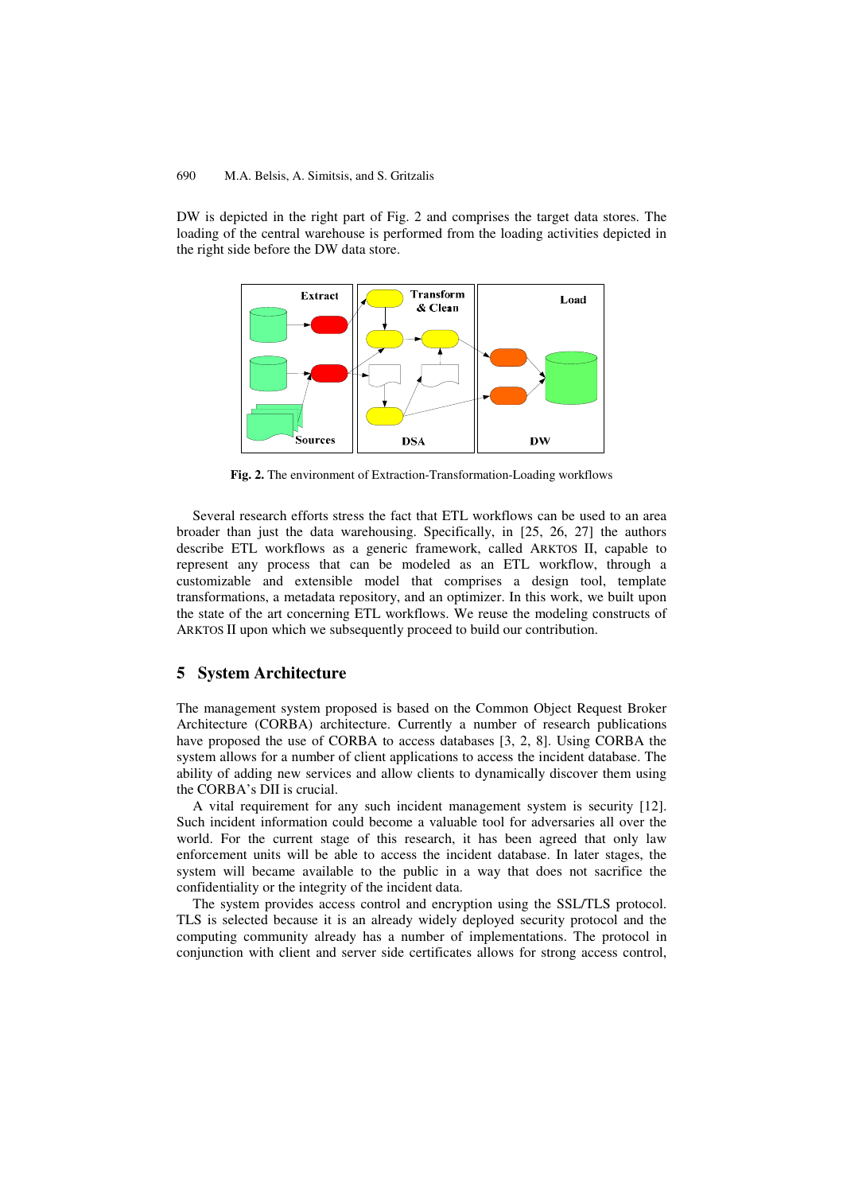DW is depicted in the right part of Fig. 2 and comprises the target data stores. The loading of the central warehouse is performed from the loading activities depicted in the right side before the DW data store.

Extract

Sources

Transform & Clean

DSA

Load

DW

**Fig. 2.** The environment of Extraction-Transformation-Loading workflows

Several research efforts stress the fact that ETL workflows can be used to an area broader than just the data warehousing. Specifically, in [25, 26, 27] the authors describe ETL workflows as a generic framework, called ARKTOS II, capable to represent any process that can be modeled as an ETL workflow, through a customizable and extensible model that comprises a design tool, template transformations, a metadata repository, and an optimizer. In this work, we built upon the state of the art concerning ETL workflows. We reuse the modeling constructs of ARKTOS II upon which we subsequently proceed to build our contribution.

## 5 System Architecture

The management system proposed is based on the Common Object Request Broker Architecture (CORBA) architecture. Currently a number of research publications have proposed the use of CORBA to access databases [3, 2, 8]. Using CORBA the system allows for a number of client applications to access the incident database. The ability of adding new services and allow clients to dynamically discover them using the CORBA's DII is crucial.

A vital requirement for any such incident management system is security [12]. Such incident information could become a valuable tool for adversaries all over the world. For the current stage of this research, it has been agreed that only law enforcement units will be able to access the incident database. In later stages, the system will became available to the public in a way that does not sacrifice the confidentiality or the integrity of the incident data.

The system provides access control and encryption using the SSL/TLS protocol. TLS is selected because it is an already widely deployed security protocol and the computing community already has a number of implementations. The protocol in conjunction with client and server side certificates allows for strong access control,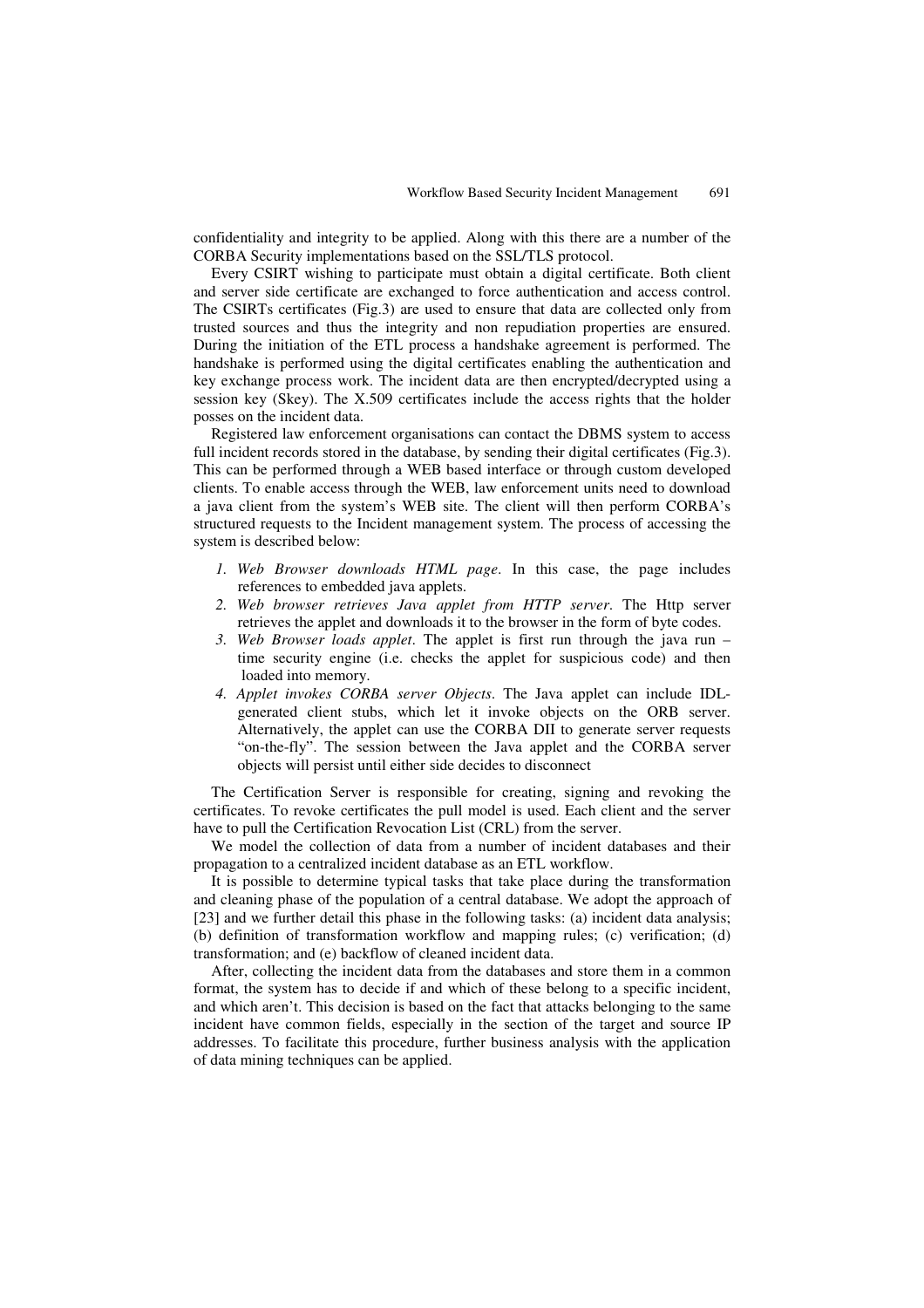confidentiality and integrity to be applied. Along with this there are a number of the CORBA Security implementations based on the SSL/TLS protocol.

Every CSIRT wishing to participate must obtain a digital certificate. Both client and server side certificate are exchanged to force authentication and access control. The CSIRTs certificates (Fig.3) are used to ensure that data are collected only from trusted sources and thus the integrity and non repudiation properties are ensured. During the initiation of the ETL process a handshake agreement is performed. The handshake is performed using the digital certificates enabling the authentication and key exchange process work. The incident data are then encrypted/decrypted using a session key (Skey). The X.509 certificates include the access rights that the holder posses on the incident data.

Registered law enforcement organisations can contact the DBMS system to access full incident records stored in the database, by sending their digital certificates (Fig.3). This can be performed through a WEB based interface or through custom developed clients. To enable access through the WEB, law enforcement units need to download a java client from the system's WEB site. The client will then perform CORBA's structured requests to the Incident management system. The process of accessing the system is described below:

1. *Web Browser downloads HTML page*. In this case, the page includes references to embedded java applets.
2. *Web browser retrieves Java applet from HTTP server*. The Http server retrieves the applet and downloads it to the browser in the form of byte codes.
3. *Web Browser loads applet*. The applet is first run through the java run – time security engine (i.e. checks the applet for suspicious code) and then loaded into memory.
4. *Applet invokes CORBA server Objects*. The Java applet can include IDL-generated client stubs, which let it invoke objects on the ORB server. Alternatively, the applet can use the CORBA DII to generate server requests "on-the-fly". The session between the Java applet and the CORBA server objects will persist until either side decides to disconnect

The Certification Server is responsible for creating, signing and revoking the certificates. To revoke certificates the pull model is used. Each client and the server have to pull the Certification Revocation List (CRL) from the server.

We model the collection of data from a number of incident databases and their propagation to a centralized incident database as an ETL workflow.

It is possible to determine typical tasks that take place during the transformation and cleaning phase of the population of a central database. We adopt the approach of [23] and we further detail this phase in the following tasks: (a) incident data analysis; (b) definition of transformation workflow and mapping rules; (c) verification; (d) transformation; and (e) backflow of cleaned incident data.

After, collecting the incident data from the databases and store them in a common format, the system has to decide if and which of these belong to a specific incident, and which aren't. This decision is based on the fact that attacks belonging to the same incident have common fields, especially in the section of the target and source IP addresses. To facilitate this procedure, further business analysis with the application of data mining techniques can be applied.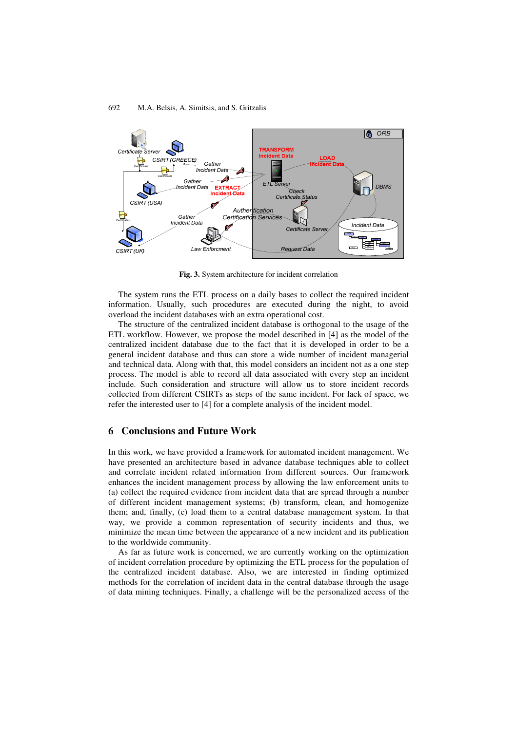**Fig. 3.** System architecture for incident correlation

The system runs the ETL process on a daily bases to collect the required incident information. Usually, such procedures are executed during the night, to avoid overload the incident databases with an extra operational cost.

The structure of the centralized incident database is orthogonal to the usage of the ETL workflow. However, we propose the model described in [4] as the model of the centralized incident database due to the fact that it is developed in order to be a general incident database and thus can store a wide number of incident managerial and technical data. Along with that, this model considers an incident not as a one step process. The model is able to record all data associated with every step an incident include. Such consideration and structure will allow us to store incident records collected from different CSIRTs as steps of the same incident. For lack of space, we refer the interested user to [4] for a complete analysis of the incident model.

## 6 Conclusions and Future Work

In this work, we have provided a framework for automated incident management. We have presented an architecture based in advance database techniques able to collect and correlate incident related information from different sources. Our framework enhances the incident management process by allowing the law enforcement units to (a) collect the required evidence from incident data that are spread through a number of different incident management systems; (b) transform, clean, and homogenize them; and, finally, (c) load them to a central database management system. In that way, we provide a common representation of security incidents and thus, we minimize the mean time between the appearance of a new incident and its publication to the worldwide community.

As far as future work is concerned, we are currently working on the optimization of incident correlation procedure by optimizing the ETL process for the population of the centralized incident database. Also, we are interested in finding optimized methods for the correlation of incident data in the central database through the usage of data mining techniques. Finally, a challenge will be the personalized access of the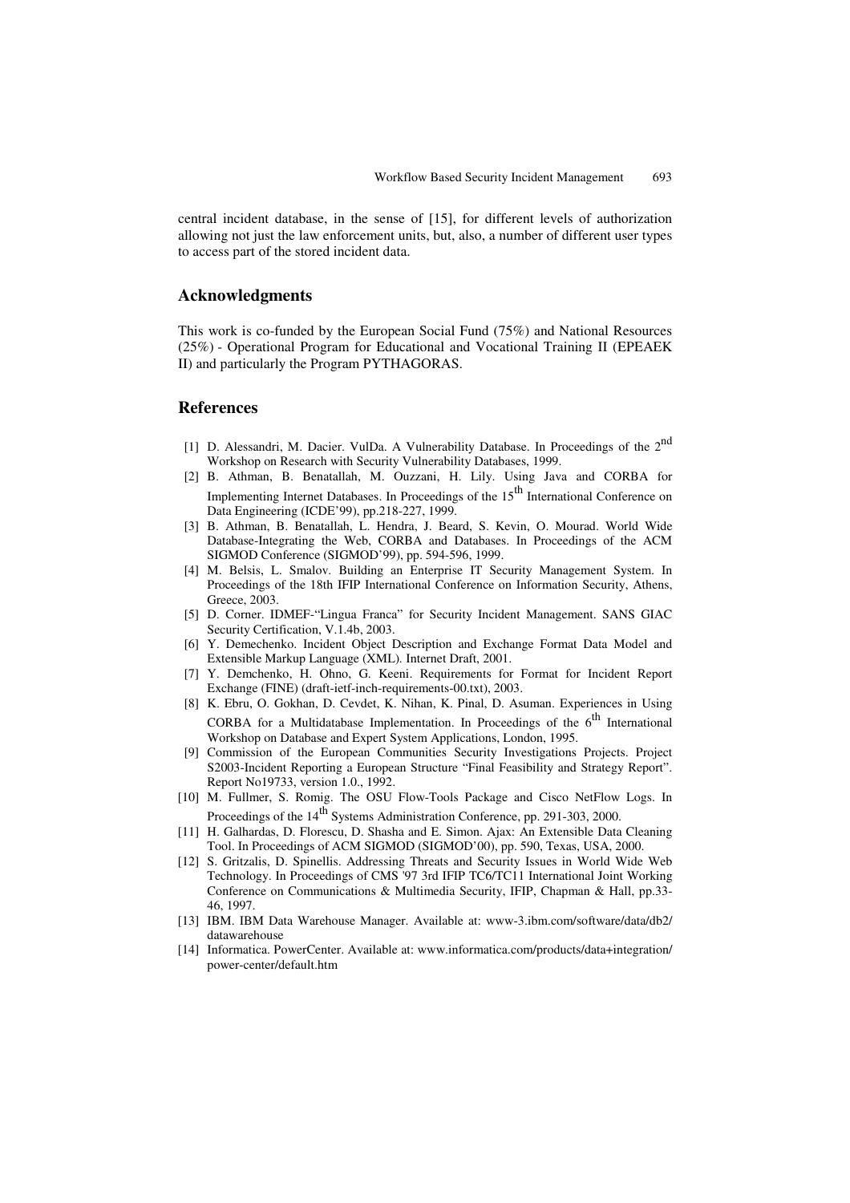central incident database, in the sense of [15], for different levels of authorization allowing not just the law enforcement units, but, also, a number of different user types to access part of the stored incident data.

## Acknowledgments

This work is co-funded by the European Social Fund (75%) and National Resources (25%) - Operational Program for Educational and Vocational Training II (EPEAEK II) and particularly the Program PYTHAGORAS.

## References

[1] D. Alessandri, M. Dacier. VulDa. A Vulnerability Database. In Proceedings of the 2nd Workshop on Research with Security Vulnerability Databases, 1999.

[2] B. Athman, B. Benatallah, M. Ouzzani, H. Lily. Using Java and CORBA for Implementing Internet Databases. In Proceedings of the 15th International Conference on Data Engineering (ICDE'99), pp.218-227, 1999.

[3] B. Athman, B. Benatallah, L. Hendra, J. Beard, S. Kevin, O. Mourad. World Wide Database-Integrating the Web, CORBA and Databases. In Proceedings of the ACM SIGMOD Conference (SIGMOD'99), pp. 594-596, 1999.

[4] M. Belsis, L. Smalov. Building an Enterprise IT Security Management System. In Proceedings of the 18th IFIP International Conference on Information Security, Athens, Greece, 2003.

[5] D. Corner. IDMEF-"Lingua Franca" for Security Incident Management. SANS GIAC Security Certification, V.1.4b, 2003.

[6] Y. Demechenko. Incident Object Description and Exchange Format Data Model and Extensible Markup Language (XML). Internet Draft, 2001.

[7] Y. Demchenko, H. Ohno, G. Keeni. Requirements for Format for Incident Report Exchange (FINE) (draft-ietf-inch-requirements-00.txt), 2003.

[8] K. Ebru, O. Gokhan, D. Cevdet, K. Nihan, K. Pinal, D. Asuman. Experiences in Using CORBA for a Multidatabase Implementation. In Proceedings of the 6th International Workshop on Database and Expert System Applications, London, 1995.

[9] Commission of the European Communities Security Investigations Projects. Project S2003-Incident Reporting a European Structure "Final Feasibility and Strategy Report". Report No19733, version 1.0., 1992.

[10] M. Fullmer, S. Romig. The OSU Flow-Tools Package and Cisco NetFlow Logs. In Proceedings of the 14th Systems Administration Conference, pp. 291-303, 2000.

[11] H. Galhardas, D. Florescu, D. Shasha and E. Simon. Ajax: An Extensible Data Cleaning Tool. In Proceedings of ACM SIGMOD (SIGMOD'00), pp. 590, Texas, USA, 2000.

[12] S. Gritzalis, D. Spinellis. Addressing Threats and Security Issues in World Wide Web Technology. In Proceedings of CMS '97 3rd IFIP TC6/TC11 International Joint Working Conference on Communications & Multimedia Security, IFIP, Chapman & Hall, pp.33-46, 1997.

[13] IBM. IBM Data Warehouse Manager. Available at: www-3.ibm.com/software/data/db2/datawarehouse

[14] Informatica. PowerCenter. Available at: www.informatica.com/products/data+integration/power-center/default.htm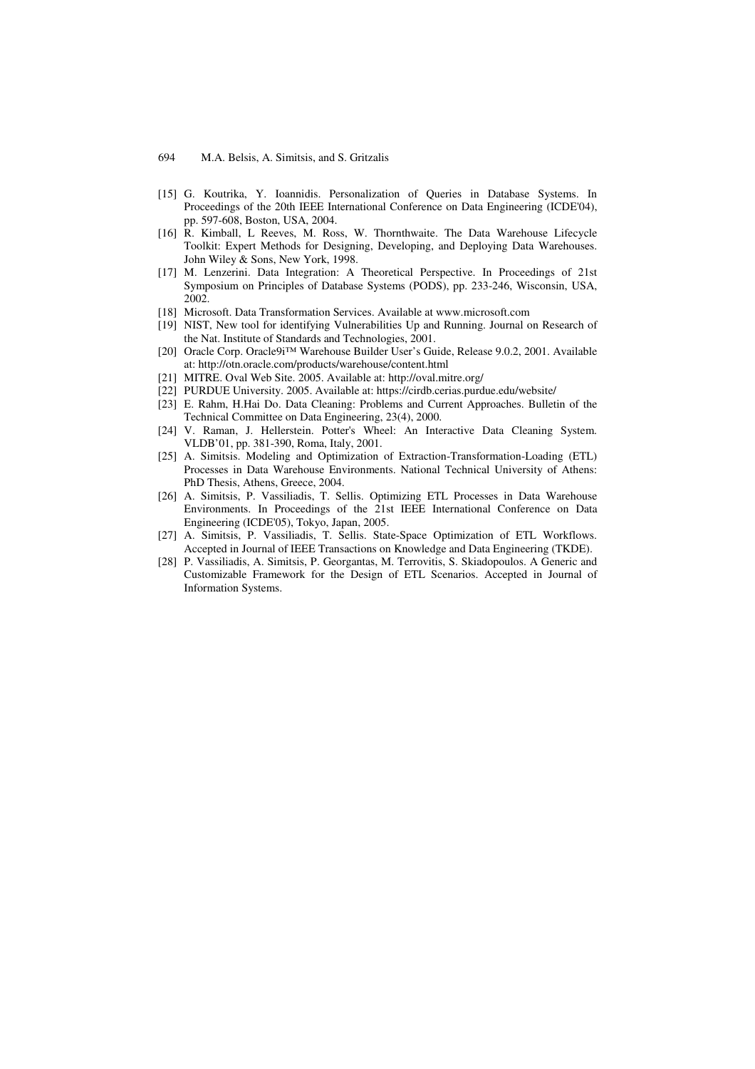[15] G. Koutrika, Y. Ioannidis. Personalization of Queries in Database Systems. In Proceedings of the 20th IEEE International Conference on Data Engineering (ICDE'04), pp. 597-608, Boston, USA, 2004.

[16] R. Kimball, L Reeves, M. Ross, W. Thornthwaite. The Data Warehouse Lifecycle Toolkit: Expert Methods for Designing, Developing, and Deploying Data Warehouses. John Wiley & Sons, New York, 1998.

[17] M. Lenzerini. Data Integration: A Theoretical Perspective. In Proceedings of 21st Symposium on Principles of Database Systems (PODS), pp. 233-246, Wisconsin, USA, 2002.

[18] Microsoft. Data Transformation Services. Available at www.microsoft.com

[19] NIST, New tool for identifying Vulnerabilities Up and Running. Journal on Research of the Nat. Institute of Standards and Technologies, 2001.

[20] Oracle Corp. Oracle9i™ Warehouse Builder User's Guide, Release 9.0.2, 2001. Available at: http://otn.oracle.com/products/warehouse/content.html

[21] MITRE. Oval Web Site. 2005. Available at: http://oval.mitre.org/

[22] PURDUE University. 2005. Available at: https://cirdb.cerias.purdue.edu/website/

[23] E. Rahm, H.Hai Do. Data Cleaning: Problems and Current Approaches. Bulletin of the Technical Committee on Data Engineering, 23(4), 2000.

[24] V. Raman, J. Hellerstein. Potter's Wheel: An Interactive Data Cleaning System. VLDB'01, pp. 381-390, Roma, Italy, 2001.

[25] A. Simitsis. Modeling and Optimization of Extraction-Transformation-Loading (ETL) Processes in Data Warehouse Environments. National Technical University of Athens: PhD Thesis, Athens, Greece, 2004.

[26] A. Simitsis, P. Vassiliadis, T. Sellis. Optimizing ETL Processes in Data Warehouse Environments. In Proceedings of the 21st IEEE International Conference on Data Engineering (ICDE'05), Tokyo, Japan, 2005.

[27] A. Simitsis, P. Vassiliadis, T. Sellis. State-Space Optimization of ETL Workflows. Accepted in Journal of IEEE Transactions on Knowledge and Data Engineering (TKDE).

[28] P. Vassiliadis, A. Simitsis, P. Georgantas, M. Terrovitis, S. Skiadopoulos. A Generic and Customizable Framework for the Design of ETL Scenarios. Accepted in Journal of Information Systems.